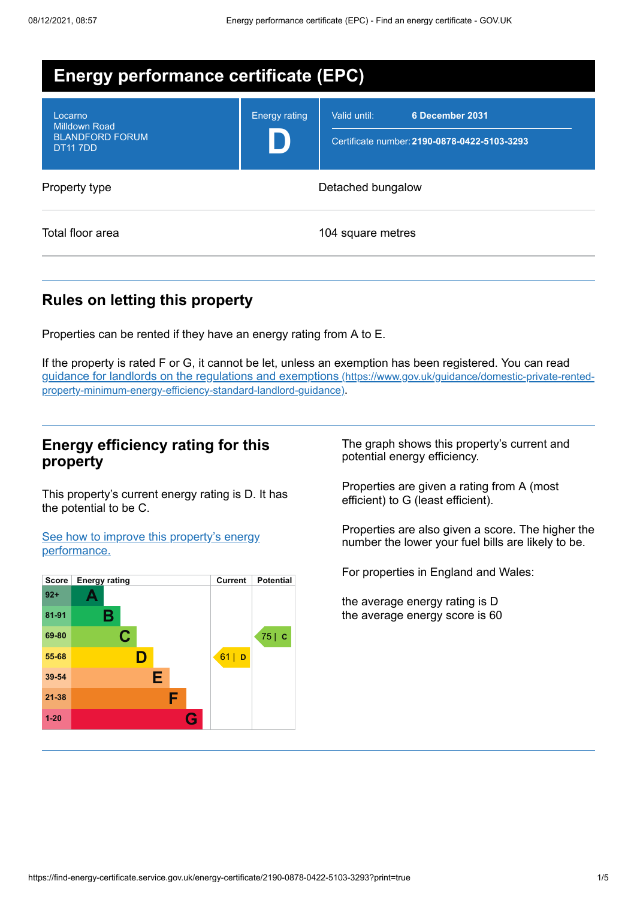# Energy performance certificate (EPC)

| Locarno<br>Milldown Road<br>BLANDFORD FORUM<br>DT11 7DD | Energy rating<br>**D** | Valid until: **6 December 2031**<br>Certificate number: **2190-0878-0422-5103-3293** |
|---|---|---|

| | |
|---|---|
| Property type | Detached bungalow |
| Total floor area | 104 square metres |

## Rules on letting this property

Properties can be rented if they have an energy rating from A to E.

If the property is rated F or G, it cannot be let, unless an exemption has been registered. You can read [guidance for landlords on the regulations and exemptions (https://www.gov.uk/guidance/domestic-private-rented-property-minimum-energy-efficiency-standard-landlord-guidance)](https://www.gov.uk/guidance/domestic-private-rented-property-minimum-energy-efficiency-standard-landlord-guidance).

## Energy efficiency rating for this property

This property's current energy rating is D. It has the potential to be C.

[See how to improve this property's energy performance.]()

| Score | Energy rating | Current | Potential |
|---|---|---|---|
| 92+ | A | | |
| 81-91 | B | | |
| 69-80 | C | | 75 \| C |
| 55-68 | D | 61 \| D | |
| 39-54 | E | | |
| 21-38 | F | | |
| 1-20 | G | | |

The graph shows this property's current and potential energy efficiency.

Properties are given a rating from A (most efficient) to G (least efficient).

Properties are also given a score. The higher the number the lower your fuel bills are likely to be.

For properties in England and Wales:

the average energy rating is D
the average energy score is 60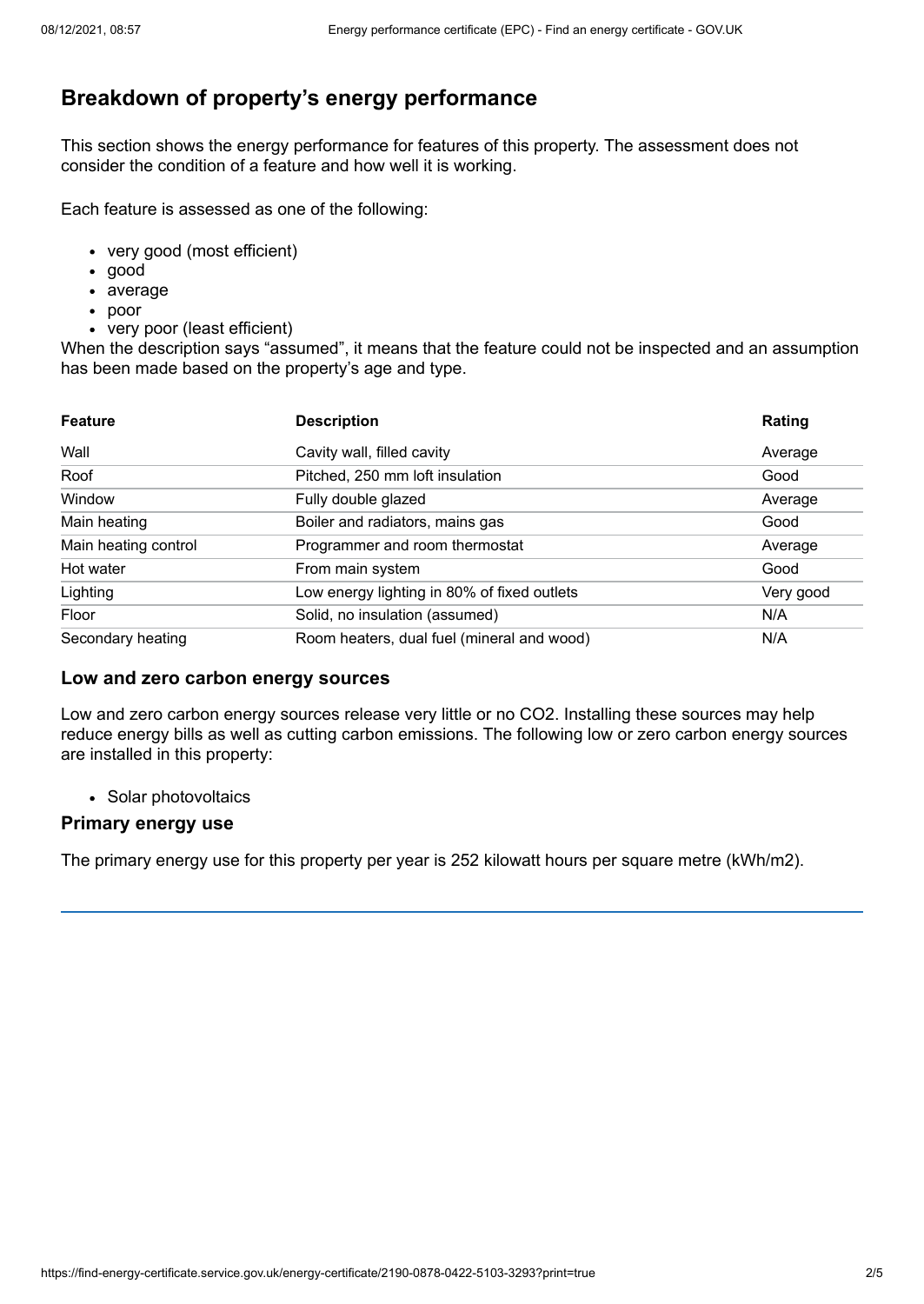## Breakdown of property's energy performance

This section shows the energy performance for features of this property. The assessment does not consider the condition of a feature and how well it is working.

Each feature is assessed as one of the following:

- very good (most efficient)
- good
- average
- poor
- very poor (least efficient)

When the description says "assumed", it means that the feature could not be inspected and an assumption has been made based on the property's age and type.

| Feature | Description | Rating |
| --- | --- | --- |
| Wall | Cavity wall, filled cavity | Average |
| Roof | Pitched, 250 mm loft insulation | Good |
| Window | Fully double glazed | Average |
| Main heating | Boiler and radiators, mains gas | Good |
| Main heating control | Programmer and room thermostat | Average |
| Hot water | From main system | Good |
| Lighting | Low energy lighting in 80% of fixed outlets | Very good |
| Floor | Solid, no insulation (assumed) | N/A |
| Secondary heating | Room heaters, dual fuel (mineral and wood) | N/A |

### Low and zero carbon energy sources

Low and zero carbon energy sources release very little or no $CO_2$. Installing these sources may help reduce energy bills as well as cutting carbon emissions. The following low or zero carbon energy sources are installed in this property:

- Solar photovoltaics

### Primary energy use

The primary energy use for this property per year is 252 kilowatt hours per square metre (kWh/m2).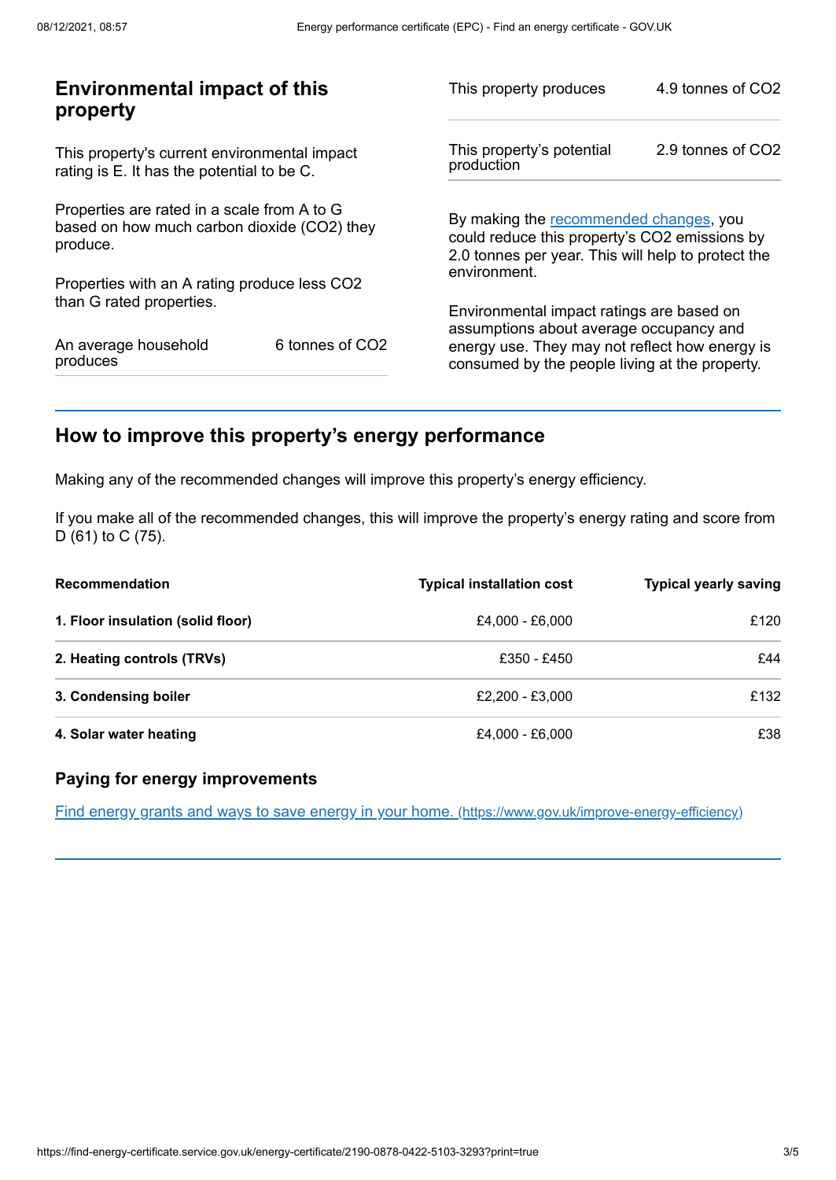## Environmental impact of this property

This property's current environmental impact rating is E. It has the potential to be C.

Properties are rated in a scale from A to G based on how much carbon dioxide ($CO_2$) they produce.

Properties with an A rating produce less $CO_2$ than G rated properties.

| | |
|---|---|
| An average household produces | 6 tonnes of $CO_2$ |
| This property produces | 4.9 tonnes of $CO_2$ |
| This property's potential production | 2.9 tonnes of $CO_2$ |

By making the recommended changes, you could reduce this property's $CO_2$ emissions by 2.0 tonnes per year. This will help to protect the environment.

Environmental impact ratings are based on assumptions about average occupancy and energy use. They may not reflect how energy is consumed by the people living at the property.

## How to improve this property's energy performance

Making any of the recommended changes will improve this property's energy efficiency.

If you make all of the recommended changes, this will improve the property's energy rating and score from D (61) to C (75).

| Recommendation | Typical installation cost | Typical yearly saving |
|---|---|---|
| **1. Floor insulation (solid floor)** | £4,000 - £6,000 | £120 |
| **2. Heating controls (TRVs)** | £350 - £450 | £44 |
| **3. Condensing boiler** | £2,200 - £3,000 | £132 |
| **4. Solar water heating** | £4,000 - £6,000 | £38 |

### Paying for energy improvements

Find energy grants and ways to save energy in your home. (https://www.gov.uk/improve-energy-efficiency)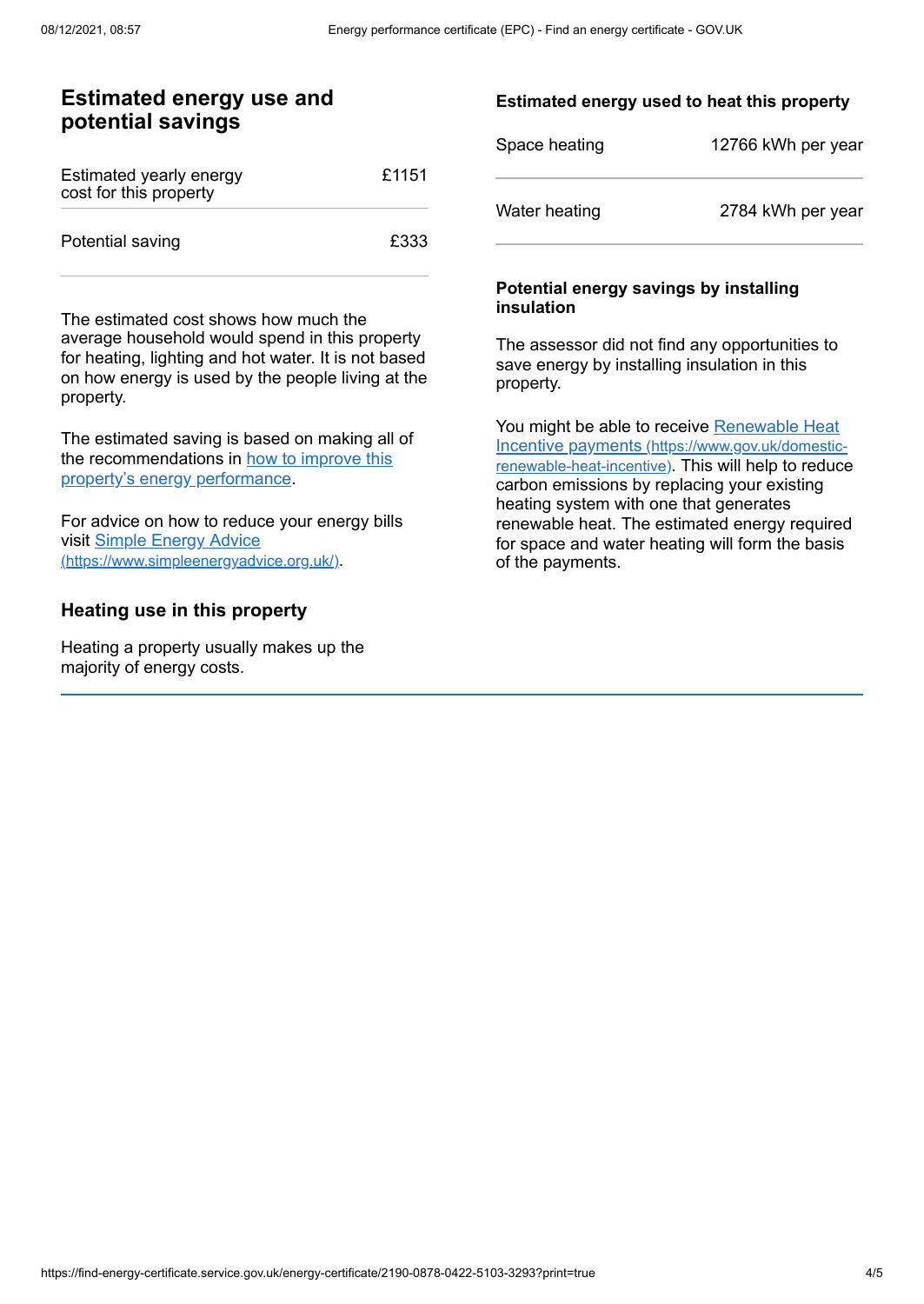## Estimated energy use and potential savings

| Estimated yearly energy cost for this property | £1151 |
| --- | --- |
| Potential saving | £333 |

The estimated cost shows how much the average household would spend in this property for heating, lighting and hot water. It is not based on how energy is used by the people living at the property.

The estimated saving is based on making all of the recommendations in [how to improve this property's energy performance](#).

For advice on how to reduce your energy bills visit [Simple Energy Advice (https://www.simpleenergyadvice.org.uk/)](https://www.simpleenergyadvice.org.uk/).

## Heating use in this property

Heating a property usually makes up the majority of energy costs.

### Estimated energy used to heat this property

| Space heating | 12766 kWh per year |
| --- | --- |
| Water heating | 2784 kWh per year |

### Potential energy savings by installing insulation

The assessor did not find any opportunities to save energy by installing insulation in this property.

You might be able to receive [Renewable Heat Incentive payments (https://www.gov.uk/domestic-renewable-heat-incentive)](https://www.gov.uk/domestic-renewable-heat-incentive). This will help to reduce carbon emissions by replacing your existing heating system with one that generates renewable heat. The estimated energy required for space and water heating will form the basis of the payments.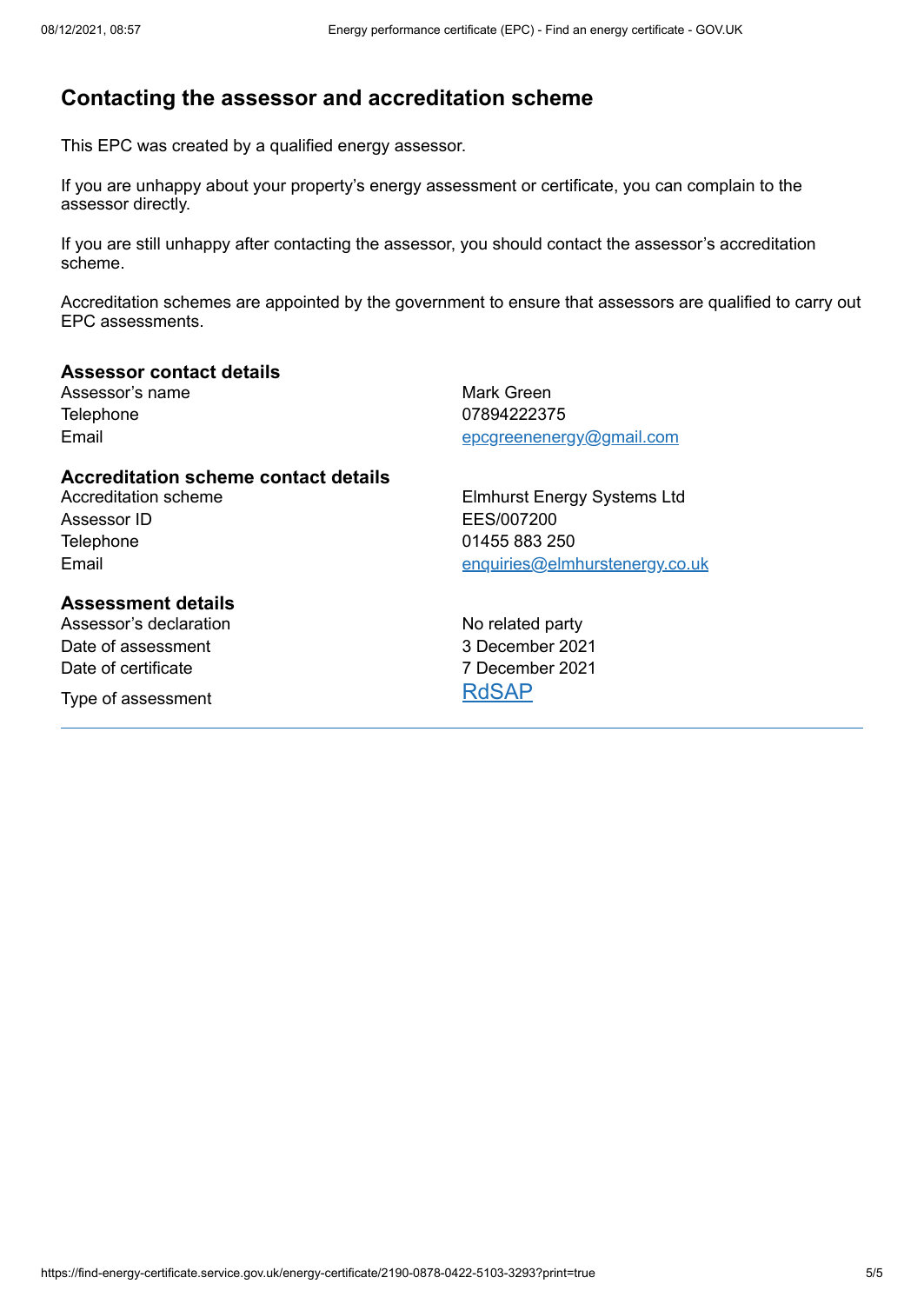## Contacting the assessor and accreditation scheme

This EPC was created by a qualified energy assessor.

If you are unhappy about your property's energy assessment or certificate, you can complain to the assessor directly.

If you are still unhappy after contacting the assessor, you should contact the assessor's accreditation scheme.

Accreditation schemes are appointed by the government to ensure that assessors are qualified to carry out EPC assessments.

### Assessor contact details

| | |
|---|---|
| Assessor's name | Mark Green |
| Telephone | 07894222375 |
| Email | epcgreenenergy@gmail.com |

### Accreditation scheme contact details

| | |
|---|---|
| Accreditation scheme | Elmhurst Energy Systems Ltd |
| Assessor ID | EES/007200 |
| Telephone | 01455 883 250 |
| Email | enquiries@elmhurstenergy.co.uk |

### Assessment details

| | |
|---|---|
| Assessor's declaration | No related party |
| Date of assessment | 3 December 2021 |
| Date of certificate | 7 December 2021 |
| Type of assessment | RdSAP |